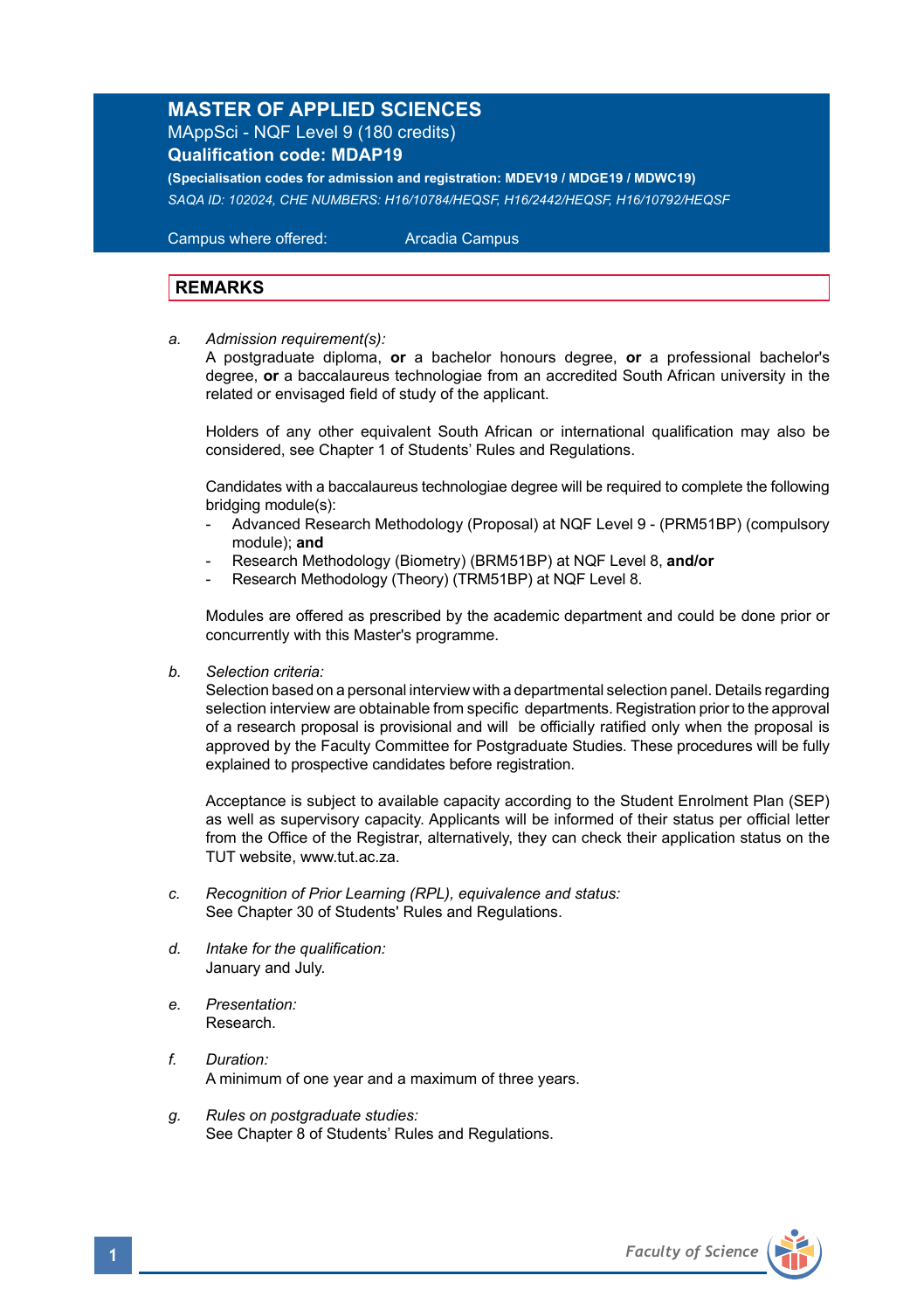# MASTER OF APPLIED SCIENCES

MAppSci - NQF Level 9 (180 credits)

**Qualification code: MDAP19**

**(Specialisation codes for admission and registration: MDEV19 / MDGE19 / MDWC19)**

*SAQA ID: 102024, CHE NUMBERS: H16/10784/HEQSF, H16/2442/HEQSF, H16/10792/HEQSF*

Campus where offered: Arcadia Campus

## REMARKS

a. *Admission requirement(s):*
A postgraduate diploma, **or** a bachelor honours degree, **or** a professional bachelor's degree, **or** a baccalaureus technologiae from an accredited South African university in the related or envisaged field of study of the applicant.

Holders of any other equivalent South African or international qualification may also be considered, see Chapter 1 of Students' Rules and Regulations.

Candidates with a baccalaureus technologiae degree will be required to complete the following bridging module(s):
- Advanced Research Methodology (Proposal) at NQF Level 9 - (PRM51BP) (compulsory module); **and**
- Research Methodology (Biometry) (BRM51BP) at NQF Level 8, **and/or**
- Research Methodology (Theory) (TRM51BP) at NQF Level 8.

Modules are offered as prescribed by the academic department and could be done prior or concurrently with this Master's programme.

b. *Selection criteria:*
Selection based on a personal interview with a departmental selection panel. Details regarding selection interview are obtainable from specific departments. Registration prior to the approval of a research proposal is provisional and will be officially ratified only when the proposal is approved by the Faculty Committee for Postgraduate Studies. These procedures will be fully explained to prospective candidates before registration.

Acceptance is subject to available capacity according to the Student Enrolment Plan (SEP) as well as supervisory capacity. Applicants will be informed of their status per official letter from the Office of the Registrar, alternatively, they can check their application status on the TUT website, www.tut.ac.za.

c. *Recognition of Prior Learning (RPL), equivalence and status:*
See Chapter 30 of Students' Rules and Regulations.

d. *Intake for the qualification:*
January and July.

e. *Presentation:*
Research.

f. *Duration:*
A minimum of one year and a maximum of three years.

g. *Rules on postgraduate studies:*
See Chapter 8 of Students' Rules and Regulations.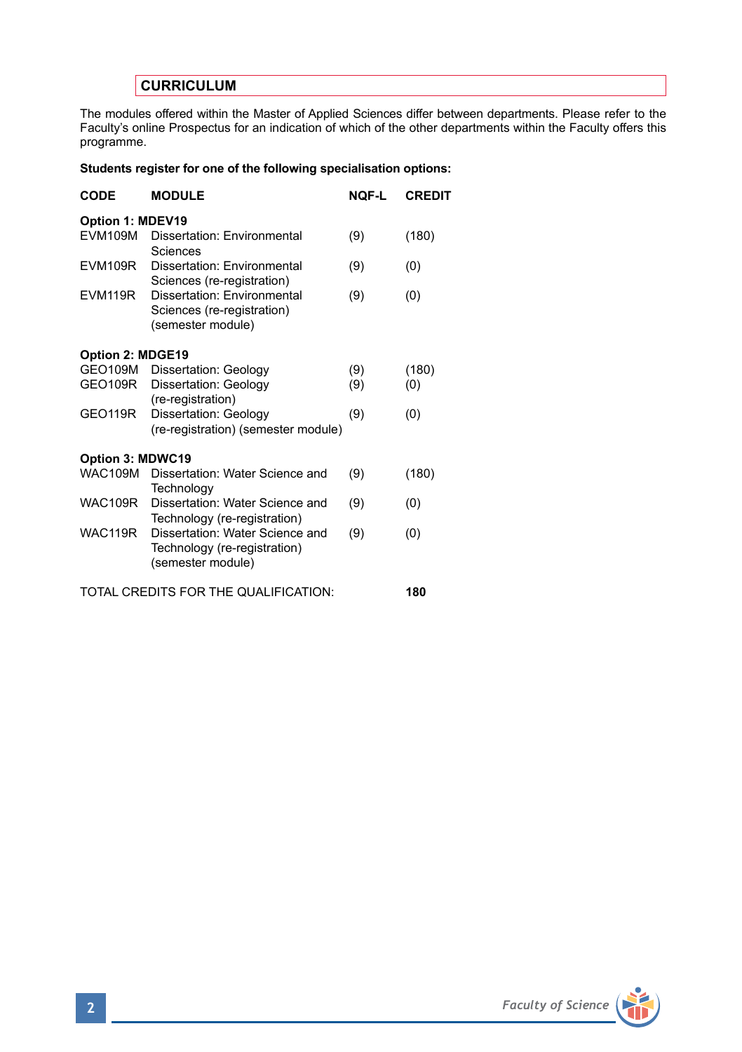## CURRICULUM

The modules offered within the Master of Applied Sciences differ between departments. Please refer to the Faculty's online Prospectus for an indication of which of the other departments within the Faculty offers this programme.

**Students register for one of the following specialisation options:**

| CODE | MODULE | NQF-L | CREDIT |
|---|---|---|---|
| **Option 1: MDEV19** | | | |
| EVM109M | Dissertation: Environmental Sciences | (9) | (180) |
| EVM109R | Dissertation: Environmental Sciences (re-registration) | (9) | (0) |
| EVM119R | Dissertation: Environmental Sciences (re-registration) (semester module) | (9) | (0) |
| **Option 2: MDGE19** | | | |
| GEO109M | Dissertation: Geology | (9) | (180) |
| GEO109R | Dissertation: Geology (re-registration) | (9) | (0) |
| GEO119R | Dissertation: Geology (re-registration) (semester module) | (9) | (0) |
| **Option 3: MDWC19** | | | |
| WAC109M | Dissertation: Water Science and Technology | (9) | (180) |
| WAC109R | Dissertation: Water Science and Technology (re-registration) | (9) | (0) |
| WAC119R | Dissertation: Water Science and Technology (re-registration) (semester module) | (9) | (0) |

TOTAL CREDITS FOR THE QUALIFICATION: **180**